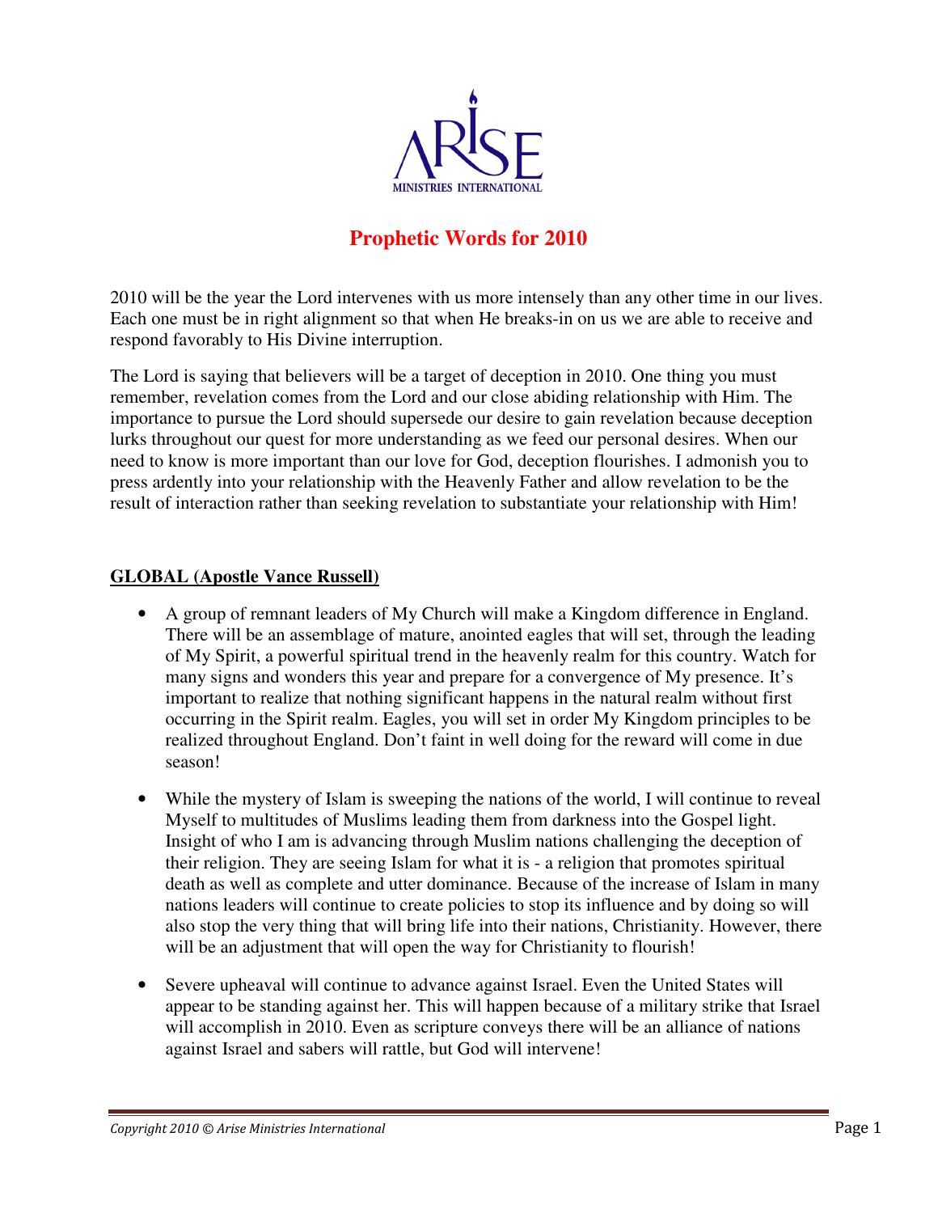ARISE
MINISTRIES INTERNATIONAL

# Prophetic Words for 2010

2010 will be the year the Lord intervenes with us more intensely than any other time in our lives. Each one must be in right alignment so that when He breaks-in on us we are able to receive and respond favorably to His Divine interruption.

The Lord is saying that believers will be a target of deception in 2010. One thing you must remember, revelation comes from the Lord and our close abiding relationship with Him. The importance to pursue the Lord should supersede our desire to gain revelation because deception lurks throughout our quest for more understanding as we feed our personal desires. When our need to know is more important than our love for God, deception flourishes. I admonish you to press ardently into your relationship with the Heavenly Father and allow revelation to be the result of interaction rather than seeking revelation to substantiate your relationship with Him!

## GLOBAL (Apostle Vance Russell)

- A group of remnant leaders of My Church will make a Kingdom difference in England. There will be an assemblage of mature, anointed eagles that will set, through the leading of My Spirit, a powerful spiritual trend in the heavenly realm for this country. Watch for many signs and wonders this year and prepare for a convergence of My presence. It's important to realize that nothing significant happens in the natural realm without first occurring in the Spirit realm. Eagles, you will set in order My Kingdom principles to be realized throughout England. Don't faint in well doing for the reward will come in due season!

- While the mystery of Islam is sweeping the nations of the world, I will continue to reveal Myself to multitudes of Muslims leading them from darkness into the Gospel light. Insight of who I am is advancing through Muslim nations challenging the deception of their religion. They are seeing Islam for what it is - a religion that promotes spiritual death as well as complete and utter dominance. Because of the increase of Islam in many nations leaders will continue to create policies to stop its influence and by doing so will also stop the very thing that will bring life into their nations, Christianity. However, there will be an adjustment that will open the way for Christianity to flourish!

- Severe upheaval will continue to advance against Israel. Even the United States will appear to be standing against her. This will happen because of a military strike that Israel will accomplish in 2010. Even as scripture conveys there will be an alliance of nations against Israel and sabers will rattle, but God will intervene!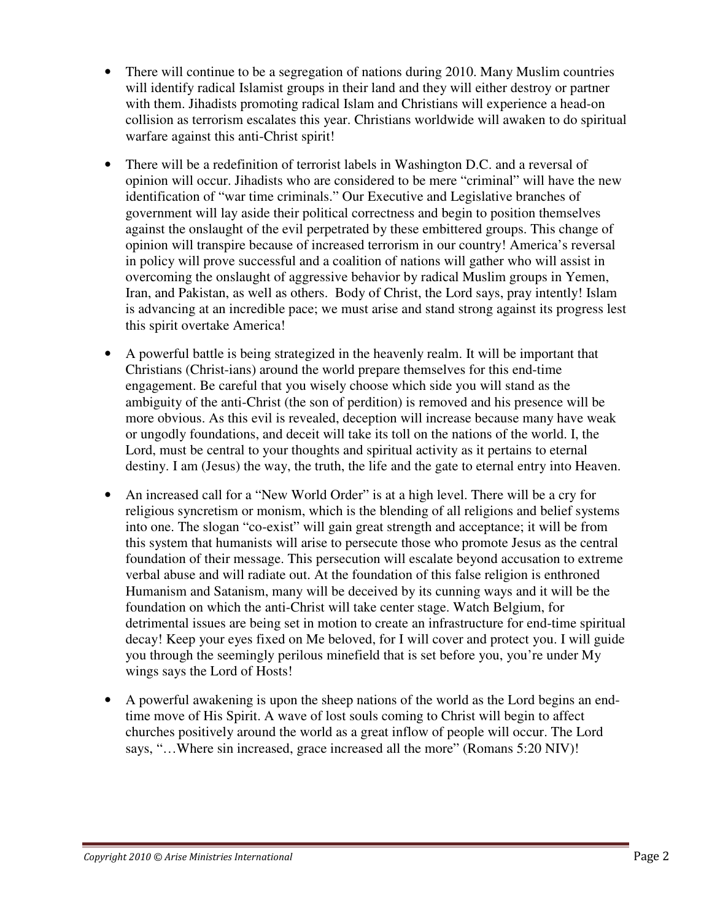- There will continue to be a segregation of nations during 2010. Many Muslim countries will identify radical Islamist groups in their land and they will either destroy or partner with them. Jihadists promoting radical Islam and Christians will experience a head-on collision as terrorism escalates this year. Christians worldwide will awaken to do spiritual warfare against this anti-Christ spirit!

- There will be a redefinition of terrorist labels in Washington D.C. and a reversal of opinion will occur. Jihadists who are considered to be mere "criminal" will have the new identification of "war time criminals." Our Executive and Legislative branches of government will lay aside their political correctness and begin to position themselves against the onslaught of the evil perpetrated by these embittered groups. This change of opinion will transpire because of increased terrorism in our country! America's reversal in policy will prove successful and a coalition of nations will gather who will assist in overcoming the onslaught of aggressive behavior by radical Muslim groups in Yemen, Iran, and Pakistan, as well as others. Body of Christ, the Lord says, pray intently! Islam is advancing at an incredible pace; we must arise and stand strong against its progress lest this spirit overtake America!

- A powerful battle is being strategized in the heavenly realm. It will be important that Christians (Christ-ians) around the world prepare themselves for this end-time engagement. Be careful that you wisely choose which side you will stand as the ambiguity of the anti-Christ (the son of perdition) is removed and his presence will be more obvious. As this evil is revealed, deception will increase because many have weak or ungodly foundations, and deceit will take its toll on the nations of the world. I, the Lord, must be central to your thoughts and spiritual activity as it pertains to eternal destiny. I am (Jesus) the way, the truth, the life and the gate to eternal entry into Heaven.

- An increased call for a "New World Order" is at a high level. There will be a cry for religious syncretism or monism, which is the blending of all religions and belief systems into one. The slogan "co-exist" will gain great strength and acceptance; it will be from this system that humanists will arise to persecute those who promote Jesus as the central foundation of their message. This persecution will escalate beyond accusation to extreme verbal abuse and will radiate out. At the foundation of this false religion is enthroned Humanism and Satanism, many will be deceived by its cunning ways and it will be the foundation on which the anti-Christ will take center stage. Watch Belgium, for detrimental issues are being set in motion to create an infrastructure for end-time spiritual decay! Keep your eyes fixed on Me beloved, for I will cover and protect you. I will guide you through the seemingly perilous minefield that is set before you, you're under My wings says the Lord of Hosts!

- A powerful awakening is upon the sheep nations of the world as the Lord begins an end-time move of His Spirit. A wave of lost souls coming to Christ will begin to affect churches positively around the world as a great inflow of people will occur. The Lord says, "…Where sin increased, grace increased all the more" (Romans 5:20 NIV)!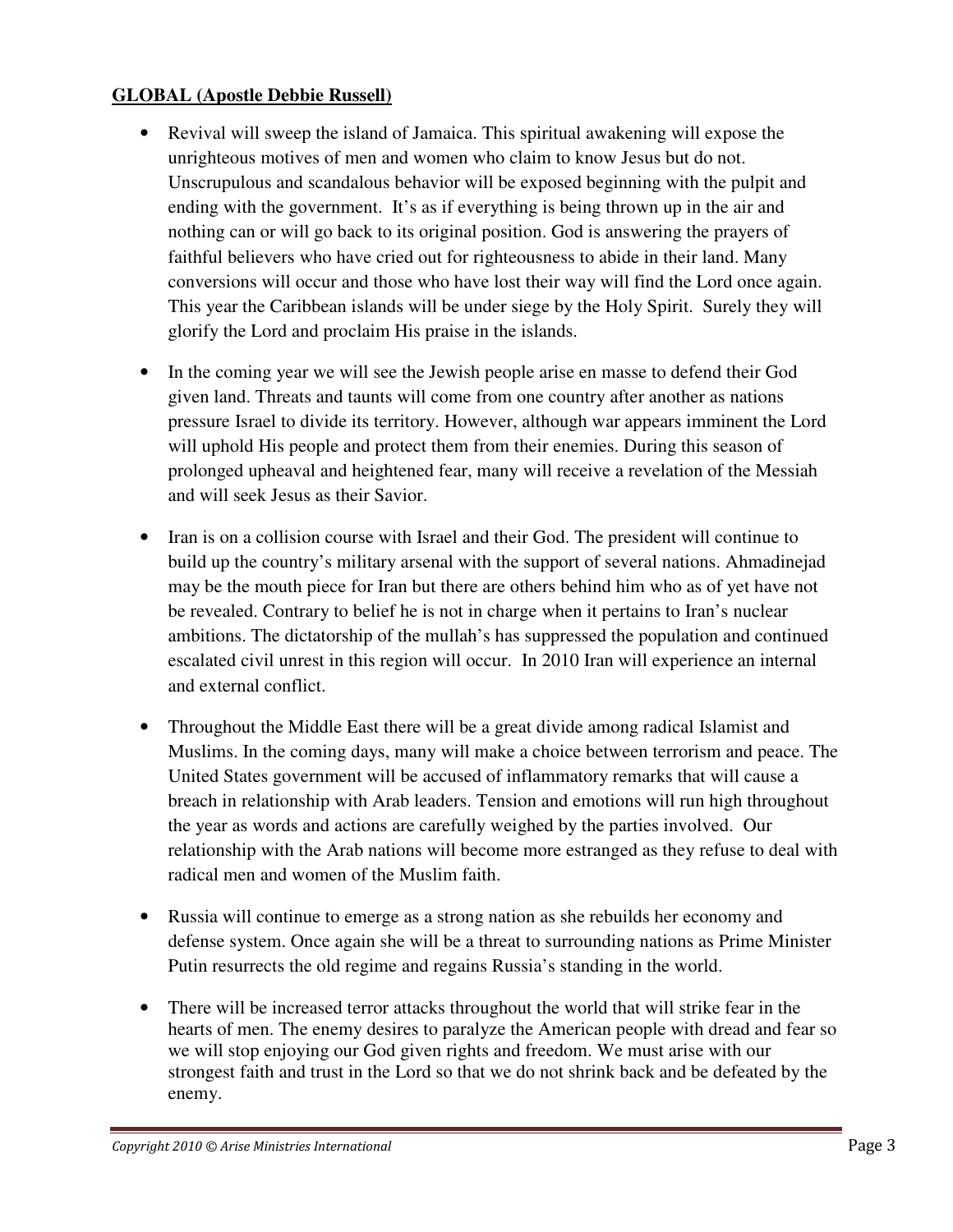**GLOBAL (Apostle Debbie Russell)**

- Revival will sweep the island of Jamaica. This spiritual awakening will expose the unrighteous motives of men and women who claim to know Jesus but do not. Unscrupulous and scandalous behavior will be exposed beginning with the pulpit and ending with the government. It's as if everything is being thrown up in the air and nothing can or will go back to its original position. God is answering the prayers of faithful believers who have cried out for righteousness to abide in their land. Many conversions will occur and those who have lost their way will find the Lord once again. This year the Caribbean islands will be under siege by the Holy Spirit. Surely they will glorify the Lord and proclaim His praise in the islands.

- In the coming year we will see the Jewish people arise en masse to defend their God given land. Threats and taunts will come from one country after another as nations pressure Israel to divide its territory. However, although war appears imminent the Lord will uphold His people and protect them from their enemies. During this season of prolonged upheaval and heightened fear, many will receive a revelation of the Messiah and will seek Jesus as their Savior.

- Iran is on a collision course with Israel and their God. The president will continue to build up the country's military arsenal with the support of several nations. Ahmadinejad may be the mouth piece for Iran but there are others behind him who as of yet have not be revealed. Contrary to belief he is not in charge when it pertains to Iran's nuclear ambitions. The dictatorship of the mullah's has suppressed the population and continued escalated civil unrest in this region will occur. In 2010 Iran will experience an internal and external conflict.

- Throughout the Middle East there will be a great divide among radical Islamist and Muslims. In the coming days, many will make a choice between terrorism and peace. The United States government will be accused of inflammatory remarks that will cause a breach in relationship with Arab leaders. Tension and emotions will run high throughout the year as words and actions are carefully weighed by the parties involved. Our relationship with the Arab nations will become more estranged as they refuse to deal with radical men and women of the Muslim faith.

- Russia will continue to emerge as a strong nation as she rebuilds her economy and defense system. Once again she will be a threat to surrounding nations as Prime Minister Putin resurrects the old regime and regains Russia's standing in the world.

- There will be increased terror attacks throughout the world that will strike fear in the hearts of men. The enemy desires to paralyze the American people with dread and fear so we will stop enjoying our God given rights and freedom. We must arise with our strongest faith and trust in the Lord so that we do not shrink back and be defeated by the enemy.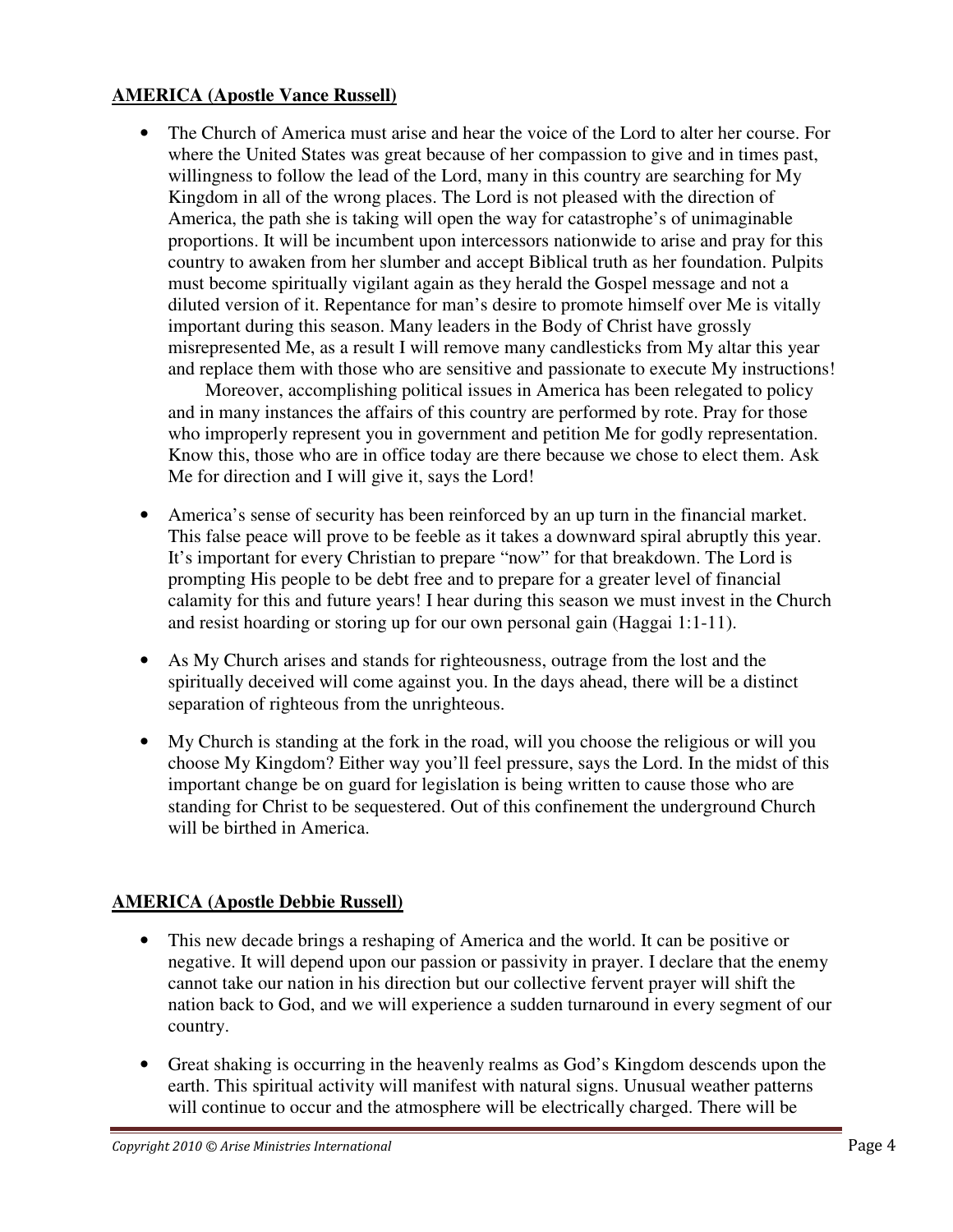**AMERICA (Apostle Vance Russell)**

- The Church of America must arise and hear the voice of the Lord to alter her course. For where the United States was great because of her compassion to give and in times past, willingness to follow the lead of the Lord, many in this country are searching for My Kingdom in all of the wrong places. The Lord is not pleased with the direction of America, the path she is taking will open the way for catastrophe's of unimaginable proportions. It will be incumbent upon intercessors nationwide to arise and pray for this country to awaken from her slumber and accept Biblical truth as her foundation. Pulpits must become spiritually vigilant again as they herald the Gospel message and not a diluted version of it. Repentance for man's desire to promote himself over Me is vitally important during this season. Many leaders in the Body of Christ have grossly misrepresented Me, as a result I will remove many candlesticks from My altar this year and replace them with those who are sensitive and passionate to execute My instructions!

  Moreover, accomplishing political issues in America has been relegated to policy and in many instances the affairs of this country are performed by rote. Pray for those who improperly represent you in government and petition Me for godly representation. Know this, those who are in office today are there because we chose to elect them. Ask Me for direction and I will give it, says the Lord!

- America's sense of security has been reinforced by an up turn in the financial market. This false peace will prove to be feeble as it takes a downward spiral abruptly this year. It's important for every Christian to prepare "now" for that breakdown. The Lord is prompting His people to be debt free and to prepare for a greater level of financial calamity for this and future years! I hear during this season we must invest in the Church and resist hoarding or storing up for our own personal gain (Haggai 1:1-11).

- As My Church arises and stands for righteousness, outrage from the lost and the spiritually deceived will come against you. In the days ahead, there will be a distinct separation of righteous from the unrighteous.

- My Church is standing at the fork in the road, will you choose the religious or will you choose My Kingdom? Either way you'll feel pressure, says the Lord. In the midst of this important change be on guard for legislation is being written to cause those who are standing for Christ to be sequestered. Out of this confinement the underground Church will be birthed in America.

**AMERICA (Apostle Debbie Russell)**

- This new decade brings a reshaping of America and the world. It can be positive or negative. It will depend upon our passion or passivity in prayer. I declare that the enemy cannot take our nation in his direction but our collective fervent prayer will shift the nation back to God, and we will experience a sudden turnaround in every segment of our country.

- Great shaking is occurring in the heavenly realms as God's Kingdom descends upon the earth. This spiritual activity will manifest with natural signs. Unusual weather patterns will continue to occur and the atmosphere will be electrically charged. There will be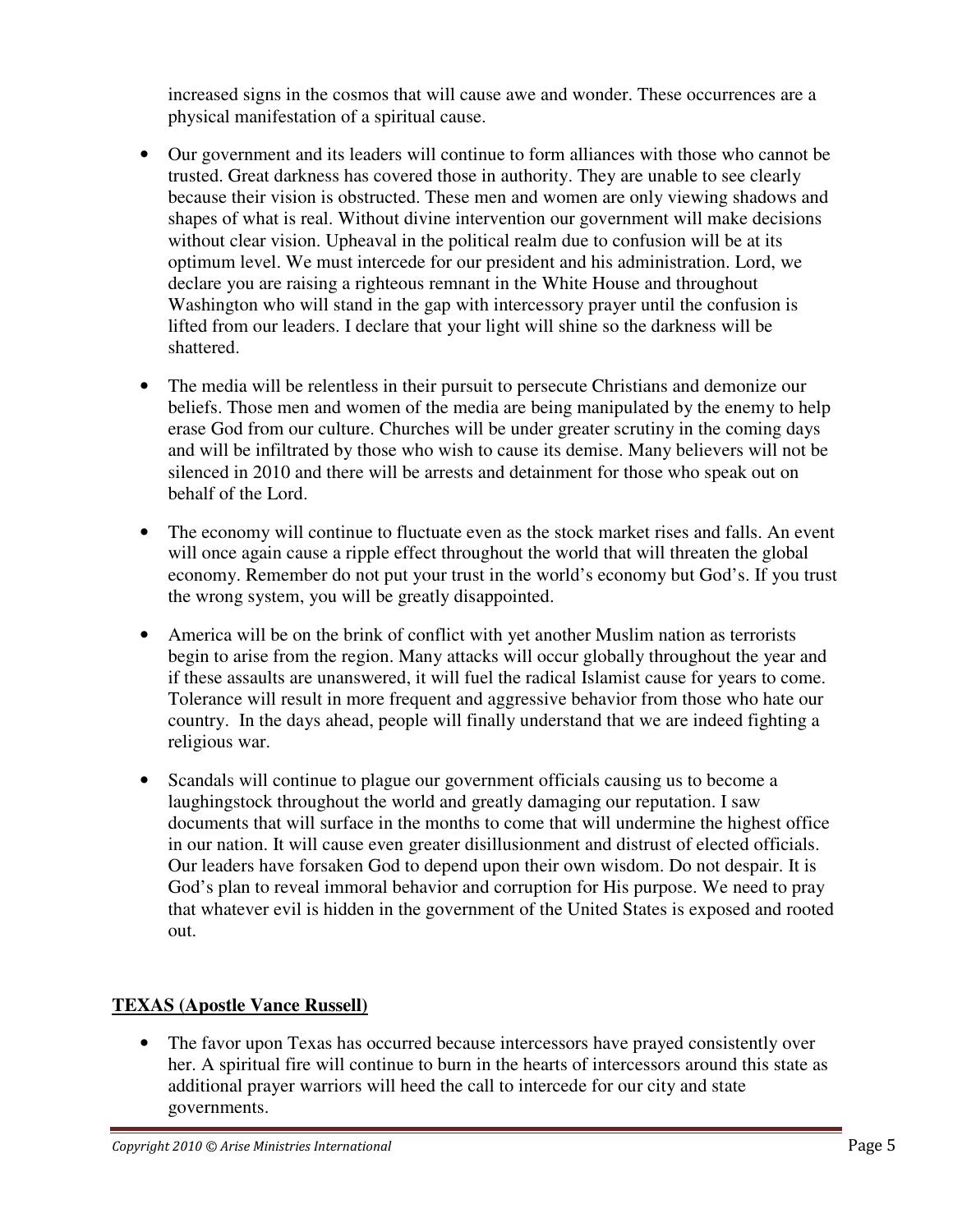increased signs in the cosmos that will cause awe and wonder. These occurrences are a physical manifestation of a spiritual cause.

- Our government and its leaders will continue to form alliances with those who cannot be trusted. Great darkness has covered those in authority. They are unable to see clearly because their vision is obstructed. These men and women are only viewing shadows and shapes of what is real. Without divine intervention our government will make decisions without clear vision. Upheaval in the political realm due to confusion will be at its optimum level. We must intercede for our president and his administration. Lord, we declare you are raising a righteous remnant in the White House and throughout Washington who will stand in the gap with intercessory prayer until the confusion is lifted from our leaders. I declare that your light will shine so the darkness will be shattered.

- The media will be relentless in their pursuit to persecute Christians and demonize our beliefs. Those men and women of the media are being manipulated by the enemy to help erase God from our culture. Churches will be under greater scrutiny in the coming days and will be infiltrated by those who wish to cause its demise. Many believers will not be silenced in 2010 and there will be arrests and detainment for those who speak out on behalf of the Lord.

- The economy will continue to fluctuate even as the stock market rises and falls. An event will once again cause a ripple effect throughout the world that will threaten the global economy. Remember do not put your trust in the world's economy but God's. If you trust the wrong system, you will be greatly disappointed.

- America will be on the brink of conflict with yet another Muslim nation as terrorists begin to arise from the region. Many attacks will occur globally throughout the year and if these assaults are unanswered, it will fuel the radical Islamist cause for years to come. Tolerance will result in more frequent and aggressive behavior from those who hate our country. In the days ahead, people will finally understand that we are indeed fighting a religious war.

- Scandals will continue to plague our government officials causing us to become a laughingstock throughout the world and greatly damaging our reputation. I saw documents that will surface in the months to come that will undermine the highest office in our nation. It will cause even greater disillusionment and distrust of elected officials. Our leaders have forsaken God to depend upon their own wisdom. Do not despair. It is God's plan to reveal immoral behavior and corruption for His purpose. We need to pray that whatever evil is hidden in the government of the United States is exposed and rooted out.

**TEXAS (Apostle Vance Russell)**

- The favor upon Texas has occurred because intercessors have prayed consistently over her. A spiritual fire will continue to burn in the hearts of intercessors around this state as additional prayer warriors will heed the call to intercede for our city and state governments.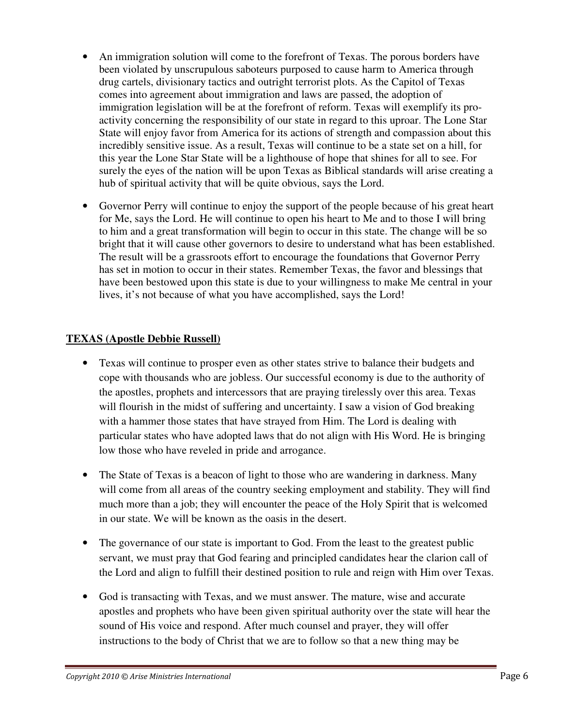- An immigration solution will come to the forefront of Texas. The porous borders have been violated by unscrupulous saboteurs purposed to cause harm to America through drug cartels, divisionary tactics and outright terrorist plots. As the Capitol of Texas comes into agreement about immigration and laws are passed, the adoption of immigration legislation will be at the forefront of reform. Texas will exemplify its pro-activity concerning the responsibility of our state in regard to this uproar. The Lone Star State will enjoy favor from America for its actions of strength and compassion about this incredibly sensitive issue. As a result, Texas will continue to be a state set on a hill, for this year the Lone Star State will be a lighthouse of hope that shines for all to see. For surely the eyes of the nation will be upon Texas as Biblical standards will arise creating a hub of spiritual activity that will be quite obvious, says the Lord.

- Governor Perry will continue to enjoy the support of the people because of his great heart for Me, says the Lord. He will continue to open his heart to Me and to those I will bring to him and a great transformation will begin to occur in this state. The change will be so bright that it will cause other governors to desire to understand what has been established. The result will be a grassroots effort to encourage the foundations that Governor Perry has set in motion to occur in their states. Remember Texas, the favor and blessings that have been bestowed upon this state is due to your willingness to make Me central in your lives, it's not because of what you have accomplished, says the Lord!

**TEXAS (Apostle Debbie Russell)**

- Texas will continue to prosper even as other states strive to balance their budgets and cope with thousands who are jobless. Our successful economy is due to the authority of the apostles, prophets and intercessors that are praying tirelessly over this area. Texas will flourish in the midst of suffering and uncertainty. I saw a vision of God breaking with a hammer those states that have strayed from Him. The Lord is dealing with particular states who have adopted laws that do not align with His Word. He is bringing low those who have reveled in pride and arrogance.

- The State of Texas is a beacon of light to those who are wandering in darkness. Many will come from all areas of the country seeking employment and stability. They will find much more than a job; they will encounter the peace of the Holy Spirit that is welcomed in our state. We will be known as the oasis in the desert.

- The governance of our state is important to God. From the least to the greatest public servant, we must pray that God fearing and principled candidates hear the clarion call of the Lord and align to fulfill their destined position to rule and reign with Him over Texas.

- God is transacting with Texas, and we must answer. The mature, wise and accurate apostles and prophets who have been given spiritual authority over the state will hear the sound of His voice and respond. After much counsel and prayer, they will offer instructions to the body of Christ that we are to follow so that a new thing may be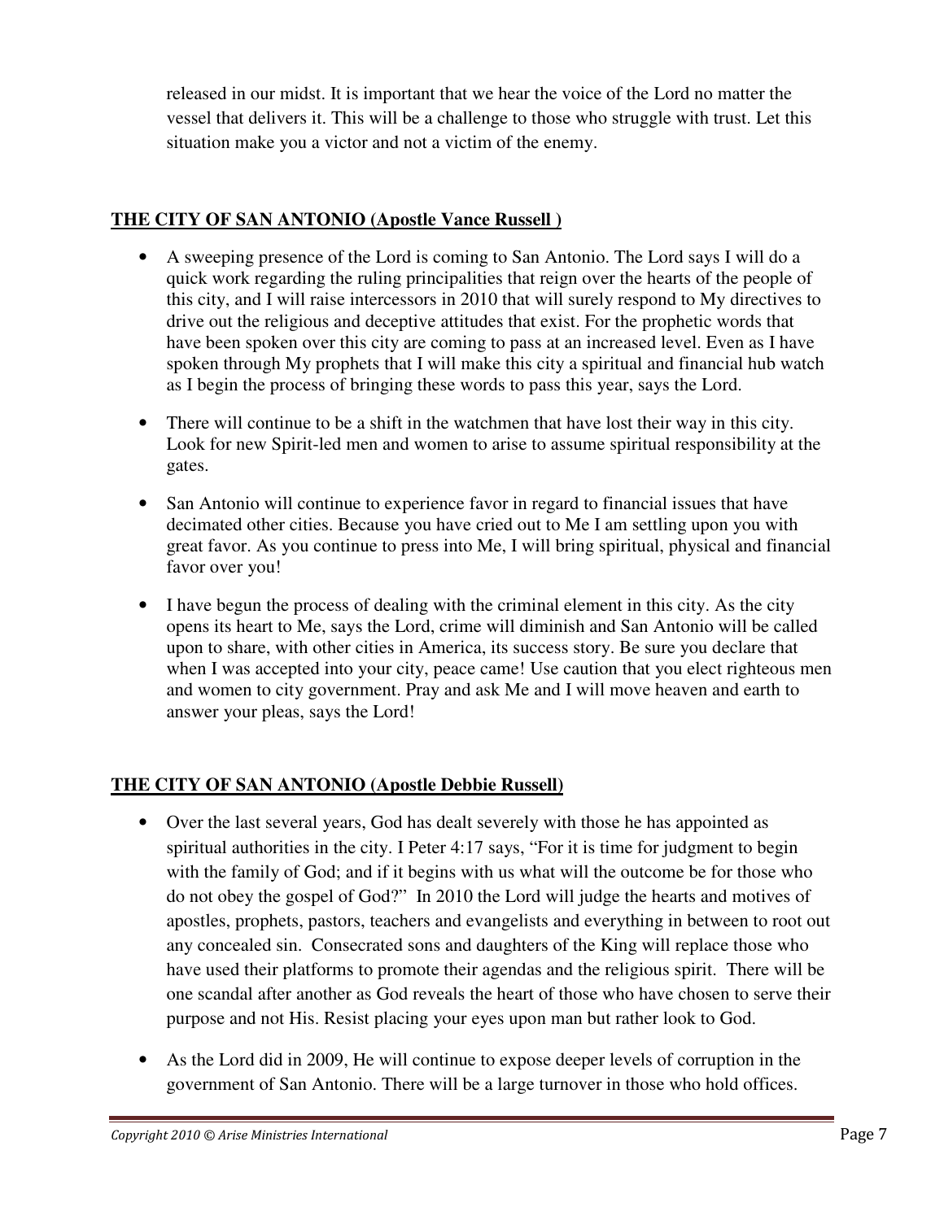released in our midst. It is important that we hear the voice of the Lord no matter the vessel that delivers it. This will be a challenge to those who struggle with trust. Let this situation make you a victor and not a victim of the enemy.

## **THE CITY OF SAN ANTONIO (Apostle Vance Russell )**

- A sweeping presence of the Lord is coming to San Antonio. The Lord says I will do a quick work regarding the ruling principalities that reign over the hearts of the people of this city, and I will raise intercessors in 2010 that will surely respond to My directives to drive out the religious and deceptive attitudes that exist. For the prophetic words that have been spoken over this city are coming to pass at an increased level. Even as I have spoken through My prophets that I will make this city a spiritual and financial hub watch as I begin the process of bringing these words to pass this year, says the Lord.

- There will continue to be a shift in the watchmen that have lost their way in this city. Look for new Spirit-led men and women to arise to assume spiritual responsibility at the gates.

- San Antonio will continue to experience favor in regard to financial issues that have decimated other cities. Because you have cried out to Me I am settling upon you with great favor. As you continue to press into Me, I will bring spiritual, physical and financial favor over you!

- I have begun the process of dealing with the criminal element in this city. As the city opens its heart to Me, says the Lord, crime will diminish and San Antonio will be called upon to share, with other cities in America, its success story. Be sure you declare that when I was accepted into your city, peace came! Use caution that you elect righteous men and women to city government. Pray and ask Me and I will move heaven and earth to answer your pleas, says the Lord!

## **THE CITY OF SAN ANTONIO (Apostle Debbie Russell)**

- Over the last several years, God has dealt severely with those he has appointed as spiritual authorities in the city. I Peter 4:17 says, "For it is time for judgment to begin with the family of God; and if it begins with us what will the outcome be for those who do not obey the gospel of God?" In 2010 the Lord will judge the hearts and motives of apostles, prophets, pastors, teachers and evangelists and everything in between to root out any concealed sin. Consecrated sons and daughters of the King will replace those who have used their platforms to promote their agendas and the religious spirit. There will be one scandal after another as God reveals the heart of those who have chosen to serve their purpose and not His. Resist placing your eyes upon man but rather look to God.

- As the Lord did in 2009, He will continue to expose deeper levels of corruption in the government of San Antonio. There will be a large turnover in those who hold offices.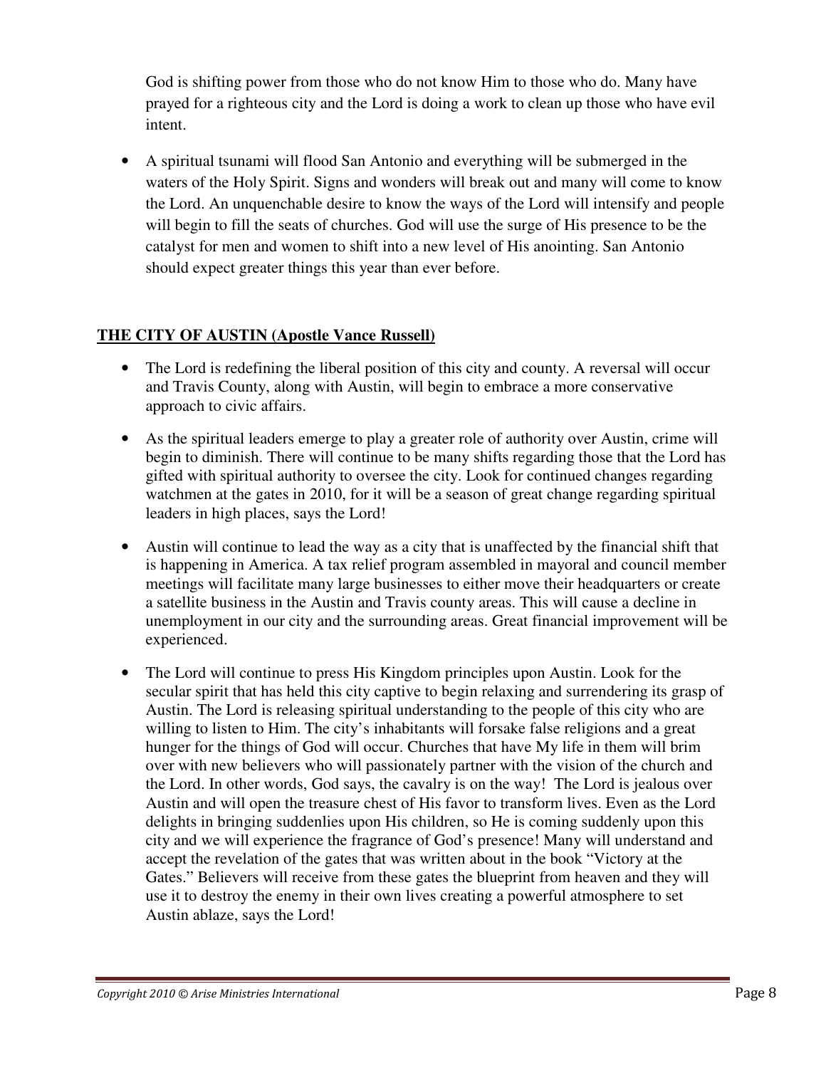God is shifting power from those who do not know Him to those who do. Many have prayed for a righteous city and the Lord is doing a work to clean up those who have evil intent.

- A spiritual tsunami will flood San Antonio and everything will be submerged in the waters of the Holy Spirit. Signs and wonders will break out and many will come to know the Lord. An unquenchable desire to know the ways of the Lord will intensify and people will begin to fill the seats of churches. God will use the surge of His presence to be the catalyst for men and women to shift into a new level of His anointing. San Antonio should expect greater things this year than ever before.

**THE CITY OF AUSTIN (Apostle Vance Russell)**

- The Lord is redefining the liberal position of this city and county. A reversal will occur and Travis County, along with Austin, will begin to embrace a more conservative approach to civic affairs.

- As the spiritual leaders emerge to play a greater role of authority over Austin, crime will begin to diminish. There will continue to be many shifts regarding those that the Lord has gifted with spiritual authority to oversee the city. Look for continued changes regarding watchmen at the gates in 2010, for it will be a season of great change regarding spiritual leaders in high places, says the Lord!

- Austin will continue to lead the way as a city that is unaffected by the financial shift that is happening in America. A tax relief program assembled in mayoral and council member meetings will facilitate many large businesses to either move their headquarters or create a satellite business in the Austin and Travis county areas. This will cause a decline in unemployment in our city and the surrounding areas. Great financial improvement will be experienced.

- The Lord will continue to press His Kingdom principles upon Austin. Look for the secular spirit that has held this city captive to begin relaxing and surrendering its grasp of Austin. The Lord is releasing spiritual understanding to the people of this city who are willing to listen to Him. The city's inhabitants will forsake false religions and a great hunger for the things of God will occur. Churches that have My life in them will brim over with new believers who will passionately partner with the vision of the church and the Lord. In other words, God says, the cavalry is on the way! The Lord is jealous over Austin and will open the treasure chest of His favor to transform lives. Even as the Lord delights in bringing suddenlies upon His children, so He is coming suddenly upon this city and we will experience the fragrance of God's presence! Many will understand and accept the revelation of the gates that was written about in the book "Victory at the Gates." Believers will receive from these gates the blueprint from heaven and they will use it to destroy the enemy in their own lives creating a powerful atmosphere to set Austin ablaze, says the Lord!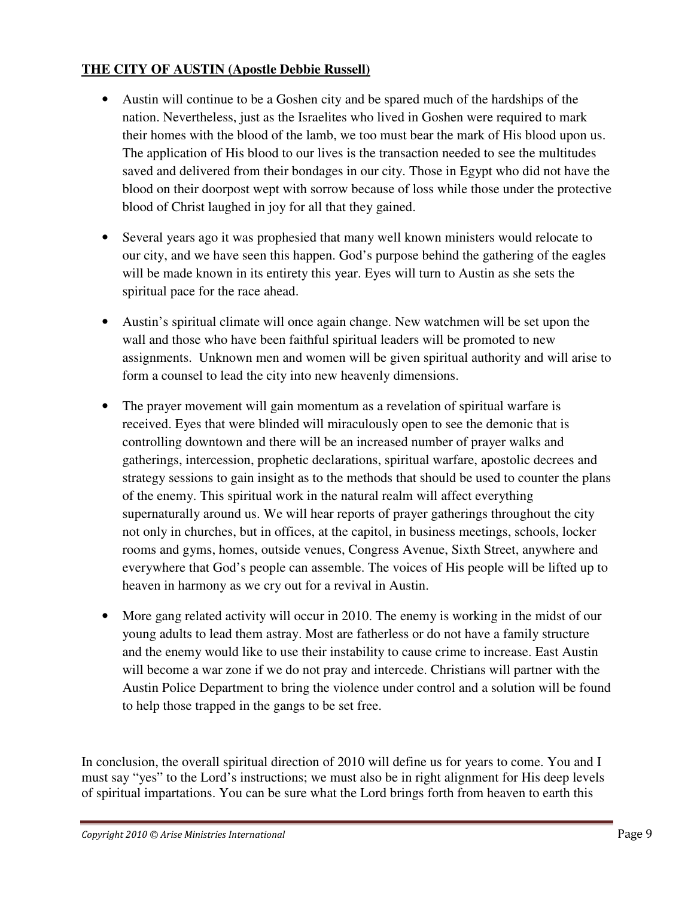**THE CITY OF AUSTIN (Apostle Debbie Russell)**

- Austin will continue to be a Goshen city and be spared much of the hardships of the nation. Nevertheless, just as the Israelites who lived in Goshen were required to mark their homes with the blood of the lamb, we too must bear the mark of His blood upon us. The application of His blood to our lives is the transaction needed to see the multitudes saved and delivered from their bondages in our city. Those in Egypt who did not have the blood on their doorpost wept with sorrow because of loss while those under the protective blood of Christ laughed in joy for all that they gained.

- Several years ago it was prophesied that many well known ministers would relocate to our city, and we have seen this happen. God's purpose behind the gathering of the eagles will be made known in its entirety this year. Eyes will turn to Austin as she sets the spiritual pace for the race ahead.

- Austin's spiritual climate will once again change. New watchmen will be set upon the wall and those who have been faithful spiritual leaders will be promoted to new assignments. Unknown men and women will be given spiritual authority and will arise to form a counsel to lead the city into new heavenly dimensions.

- The prayer movement will gain momentum as a revelation of spiritual warfare is received. Eyes that were blinded will miraculously open to see the demonic that is controlling downtown and there will be an increased number of prayer walks and gatherings, intercession, prophetic declarations, spiritual warfare, apostolic decrees and strategy sessions to gain insight as to the methods that should be used to counter the plans of the enemy. This spiritual work in the natural realm will affect everything supernaturally around us. We will hear reports of prayer gatherings throughout the city not only in churches, but in offices, at the capitol, in business meetings, schools, locker rooms and gyms, homes, outside venues, Congress Avenue, Sixth Street, anywhere and everywhere that God's people can assemble. The voices of His people will be lifted up to heaven in harmony as we cry out for a revival in Austin.

- More gang related activity will occur in 2010. The enemy is working in the midst of our young adults to lead them astray. Most are fatherless or do not have a family structure and the enemy would like to use their instability to cause crime to increase. East Austin will become a war zone if we do not pray and intercede. Christians will partner with the Austin Police Department to bring the violence under control and a solution will be found to help those trapped in the gangs to be set free.

In conclusion, the overall spiritual direction of 2010 will define us for years to come. You and I must say "yes" to the Lord's instructions; we must also be in right alignment for His deep levels of spiritual impartations. You can be sure what the Lord brings forth from heaven to earth this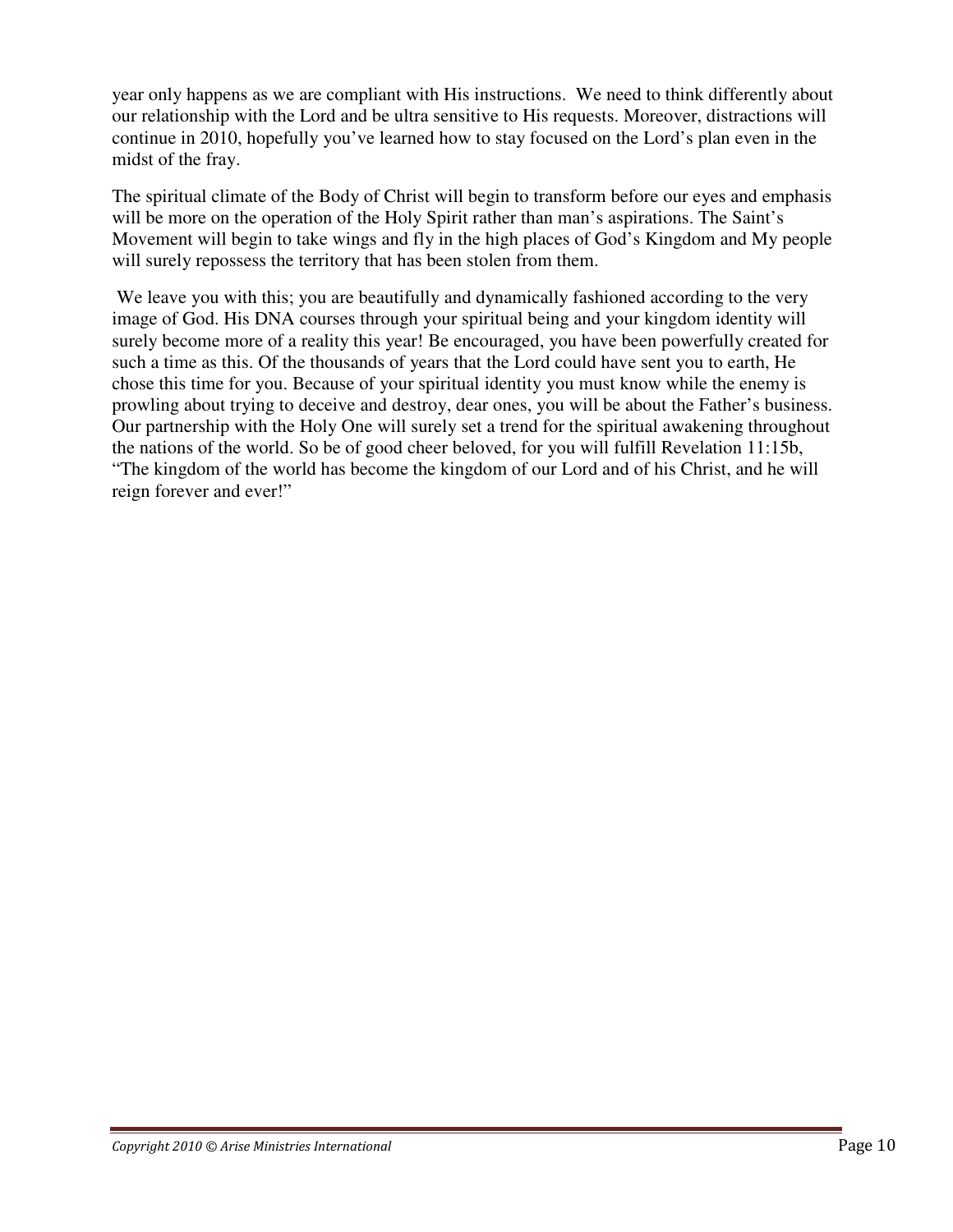year only happens as we are compliant with His instructions. We need to think differently about our relationship with the Lord and be ultra sensitive to His requests. Moreover, distractions will continue in 2010, hopefully you've learned how to stay focused on the Lord's plan even in the midst of the fray.

The spiritual climate of the Body of Christ will begin to transform before our eyes and emphasis will be more on the operation of the Holy Spirit rather than man's aspirations. The Saint's Movement will begin to take wings and fly in the high places of God's Kingdom and My people will surely repossess the territory that has been stolen from them.

We leave you with this; you are beautifully and dynamically fashioned according to the very image of God. His DNA courses through your spiritual being and your kingdom identity will surely become more of a reality this year! Be encouraged, you have been powerfully created for such a time as this. Of the thousands of years that the Lord could have sent you to earth, He chose this time for you. Because of your spiritual identity you must know while the enemy is prowling about trying to deceive and destroy, dear ones, you will be about the Father's business. Our partnership with the Holy One will surely set a trend for the spiritual awakening throughout the nations of the world. So be of good cheer beloved, for you will fulfill Revelation 11:15b, "The kingdom of the world has become the kingdom of our Lord and of his Christ, and he will reign forever and ever!"